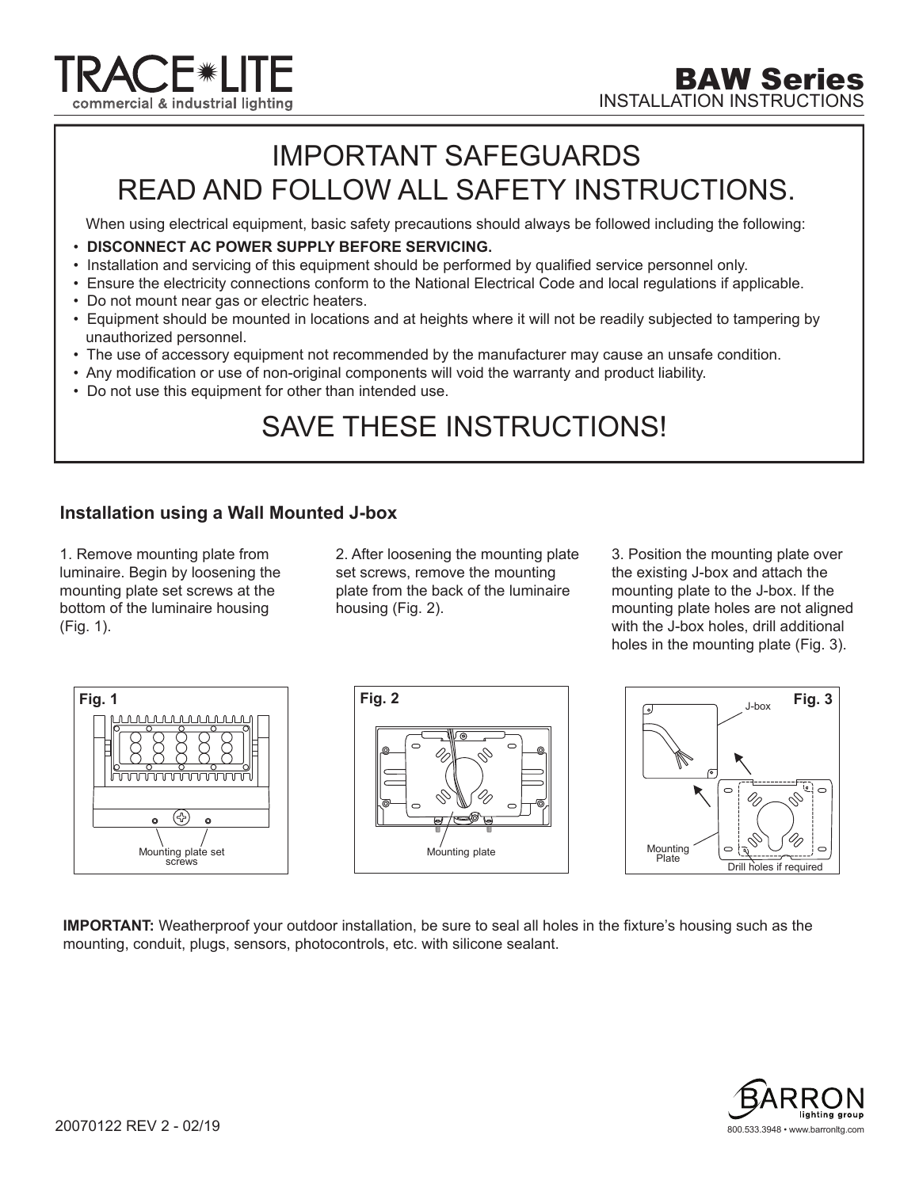# TRACE✷LITE

commercial & industrial lighting

## BAW Series

INSTALLATION INSTRUCTIONS

## IMPORTANT SAFEGUARDS
## READ AND FOLLOW ALL SAFETY INSTRUCTIONS.

When using electrical equipment, basic safety precautions should always be followed including the following:

- **DISCONNECT AC POWER SUPPLY BEFORE SERVICING.**
- Installation and servicing of this equipment should be performed by qualified service personnel only.
- Ensure the electricity connections conform to the National Electrical Code and local regulations if applicable.
- Do not mount near gas or electric heaters.
- Equipment should be mounted in locations and at heights where it will not be readily subjected to tampering by unauthorized personnel.
- The use of accessory equipment not recommended by the manufacturer may cause an unsafe condition.
- Any modification or use of non-original components will void the warranty and product liability.
- Do not use this equipment for other than intended use.

## SAVE THESE INSTRUCTIONS!

### Installation using a Wall Mounted J-box

1. Remove mounting plate from luminaire. Begin by loosening the mounting plate set screws at the bottom of the luminaire housing (Fig. 1).

2. After loosening the mounting plate set screws, remove the mounting plate from the back of the luminaire housing (Fig. 2).

3. Position the mounting plate over the existing J-box and attach the mounting plate to the J-box. If the mounting plate holes are not aligned with the J-box holes, drill additional holes in the mounting plate (Fig. 3).

**Fig. 1** – Mounting plate set screws

**Fig. 2** – Mounting plate

**Fig. 3** – J-box; Mounting Plate; Drill holes if required

**IMPORTANT:** Weatherproof your outdoor installation, be sure to seal all holes in the fixture's housing such as the mounting, conduit, plugs, sensors, photocontrols, etc. with silicone sealant.

20070122 REV 2 - 02/19

BARRON lighting group

800.533.3948 • www.barronltg.com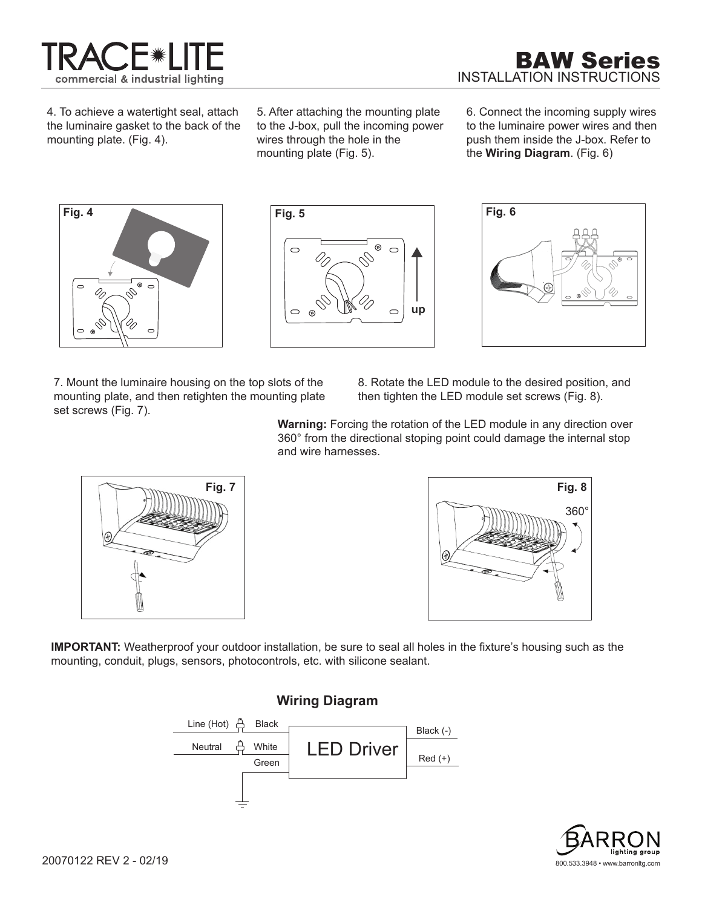4. To achieve a watertight seal, attach the luminaire gasket to the back of the mounting plate. (Fig. 4).

5. After attaching the mounting plate to the J-box, pull the incoming power wires through the hole in the mounting plate (Fig. 5).

6. Connect the incoming supply wires to the luminaire power wires and then push them inside the J-box. Refer to the **Wiring Diagram**. (Fig. 6)

Fig. 4

Fig. 5

Fig. 6

7. Mount the luminaire housing on the top slots of the mounting plate, and then retighten the mounting plate set screws (Fig. 7).

8. Rotate the LED module to the desired position, and then tighten the LED module set screws (Fig. 8).

**Warning:** Forcing the rotation of the LED module in any direction over 360° from the directional stoping point could damage the internal stop and wire harnesses.

Fig. 7

Fig. 8

**IMPORTANT:** Weatherproof your outdoor installation, be sure to seal all holes in the fixture's housing such as the mounting, conduit, plugs, sensors, photocontrols, etc. with silicone sealant.

## Wiring Diagram

Line (Hot) — Black
Neutral — White
Green

LED Driver

Black (-)
Red (+)

20070122 REV 2 - 02/19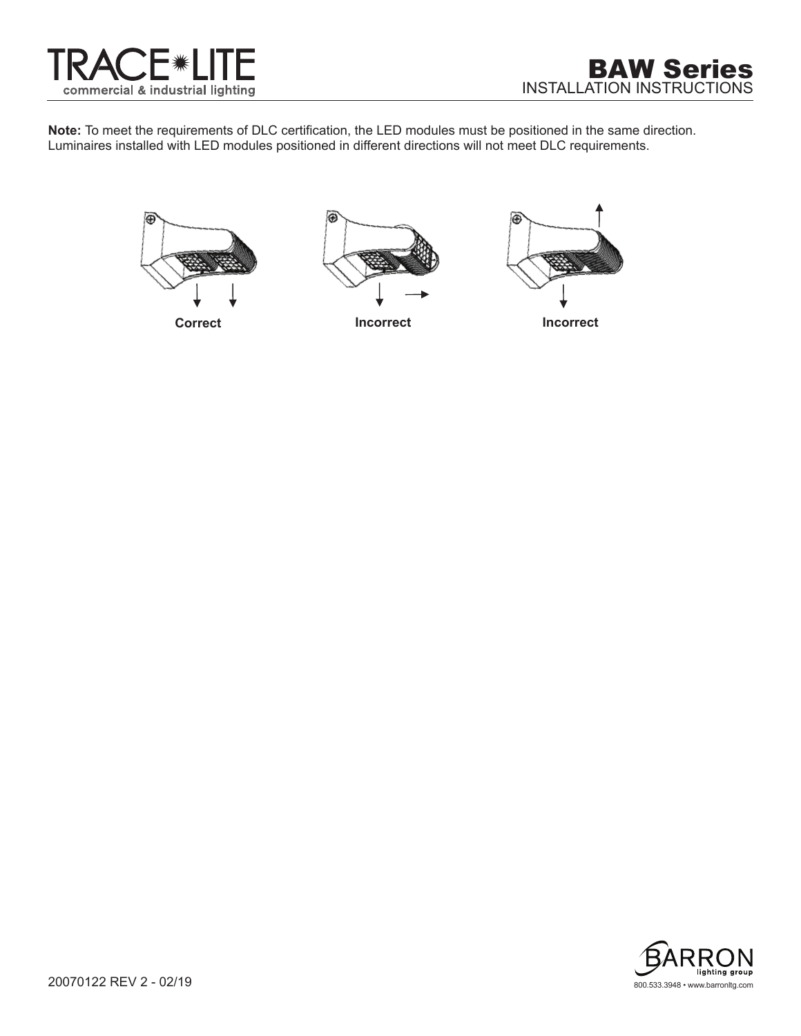**Note:** To meet the requirements of DLC certification, the LED modules must be positioned in the same direction. Luminaires installed with LED modules positioned in different directions will not meet DLC requirements.

Correct

Incorrect

Incorrect

20070122 REV 2 - 02/19

800.533.3948 • www.barronltg.com